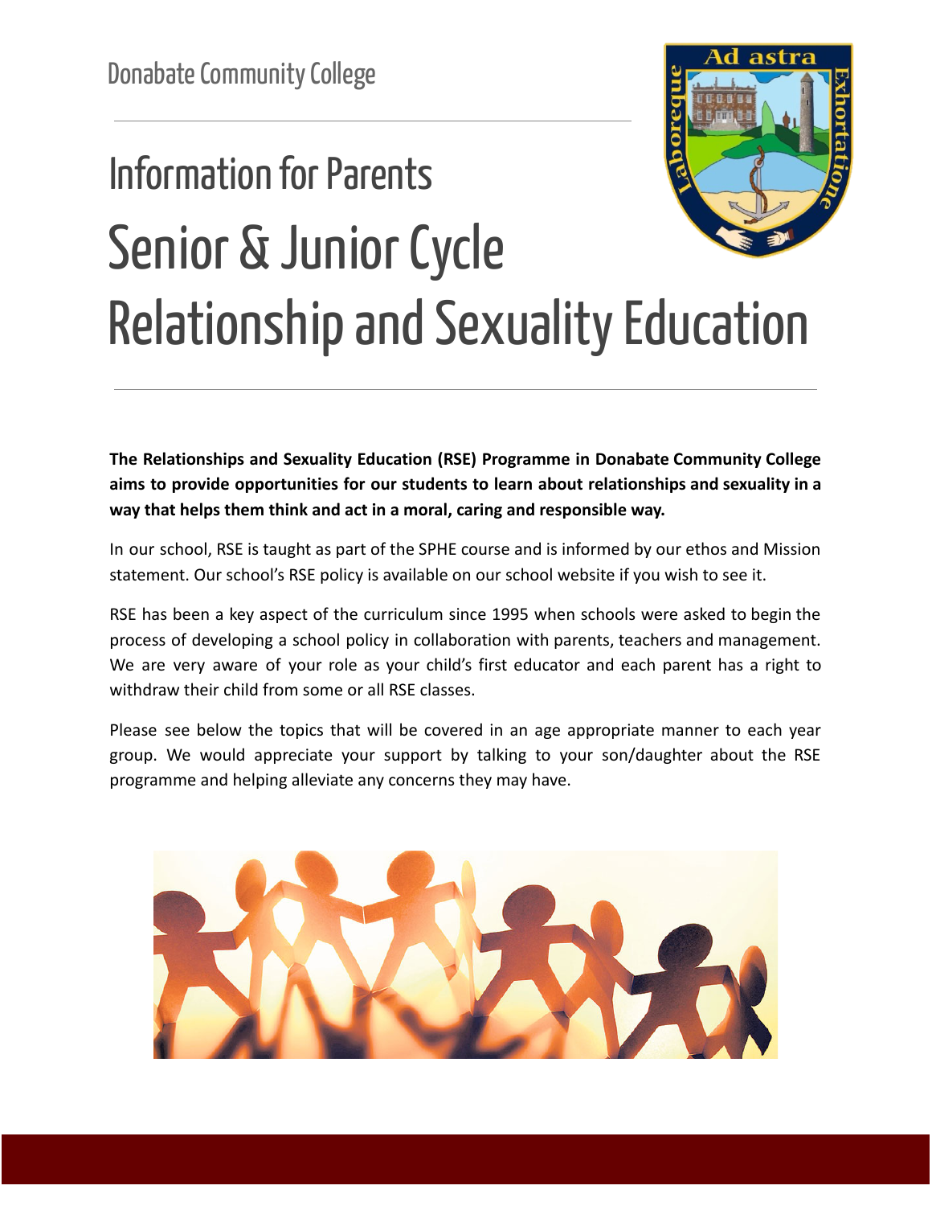Donabate Community College

# Information for Parents

# Senior & Junior Cycle Relationship and Sexuality Education

**The Relationships and Sexuality Education (RSE) Programme in Donabate Community College aims to provide opportunities for our students to learn about relationships and sexuality in a way that helps them think and act in a moral, caring and responsible way.**

In our school, RSE is taught as part of the SPHE course and is informed by our ethos and Mission statement. Our school's RSE policy is available on our school website if you wish to see it.

RSE has been a key aspect of the curriculum since 1995 when schools were asked to begin the process of developing a school policy in collaboration with parents, teachers and management. We are very aware of your role as your child's first educator and each parent has a right to withdraw their child from some or all RSE classes.

Please see below the topics that will be covered in an age appropriate manner to each year group. We would appreciate your support by talking to your son/daughter about the RSE programme and helping alleviate any concerns they may have.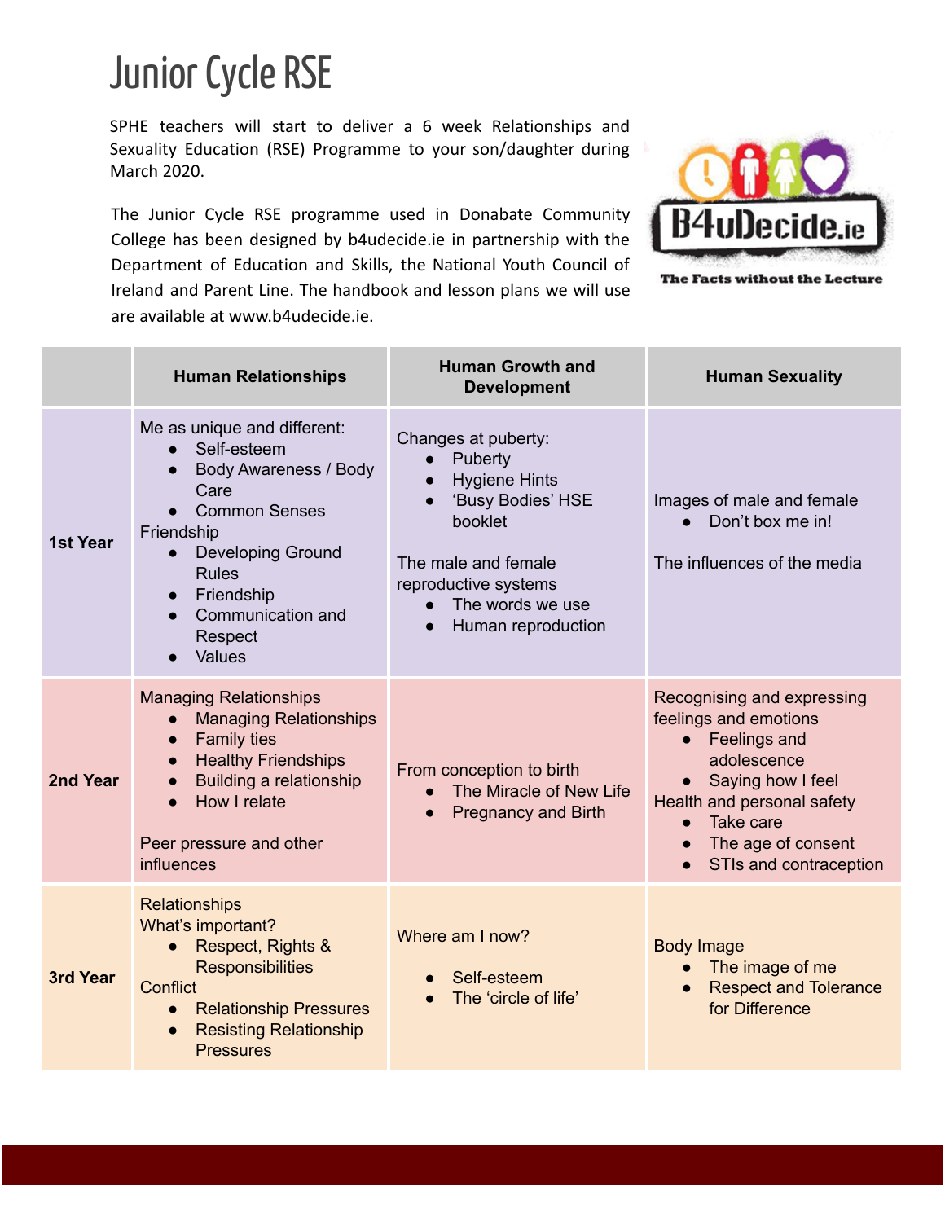# Junior Cycle RSE

SPHE teachers will start to deliver a 6 week Relationships and Sexuality Education (RSE) Programme to your son/daughter during March 2020.

The Junior Cycle RSE programme used in Donabate Community College has been designed by b4udecide.ie in partnership with the Department of Education and Skills, the National Youth Council of Ireland and Parent Line. The handbook and lesson plans we will use are available at www.b4udecide.ie.

B4uDecide.ie

The Facts without the Lecture

| | Human Relationships | Human Growth and Development | Human Sexuality |
|---|---|---|---|
| **1st Year** | Me as unique and different:<br>• Self-esteem<br>• Body Awareness / Body Care<br>• Common Senses<br>Friendship<br>• Developing Ground Rules<br>• Friendship<br>• Communication and Respect<br>• Values | Changes at puberty:<br>• Puberty<br>• Hygiene Hints<br>• 'Busy Bodies' HSE booklet<br><br>The male and female reproductive systems<br>• The words we use<br>• Human reproduction | Images of male and female<br>• Don't box me in!<br><br>The influences of the media |
| **2nd Year** | Managing Relationships<br>• Managing Relationships<br>• Family ties<br>• Healthy Friendships<br>• Building a relationship<br>• How I relate<br><br>Peer pressure and other influences | From conception to birth<br>• The Miracle of New Life<br>• Pregnancy and Birth | Recognising and expressing feelings and emotions<br>• Feelings and adolescence<br>• Saying how I feel<br>Health and personal safety<br>• Take care<br>• The age of consent<br>• STIs and contraception |
| **3rd Year** | Relationships<br>What's important?<br>• Respect, Rights & Responsibilities<br>Conflict<br>• Relationship Pressures<br>• Resisting Relationship Pressures | Where am I now?<br><br>• Self-esteem<br>• The 'circle of life' | Body Image<br>• The image of me<br>• Respect and Tolerance for Difference |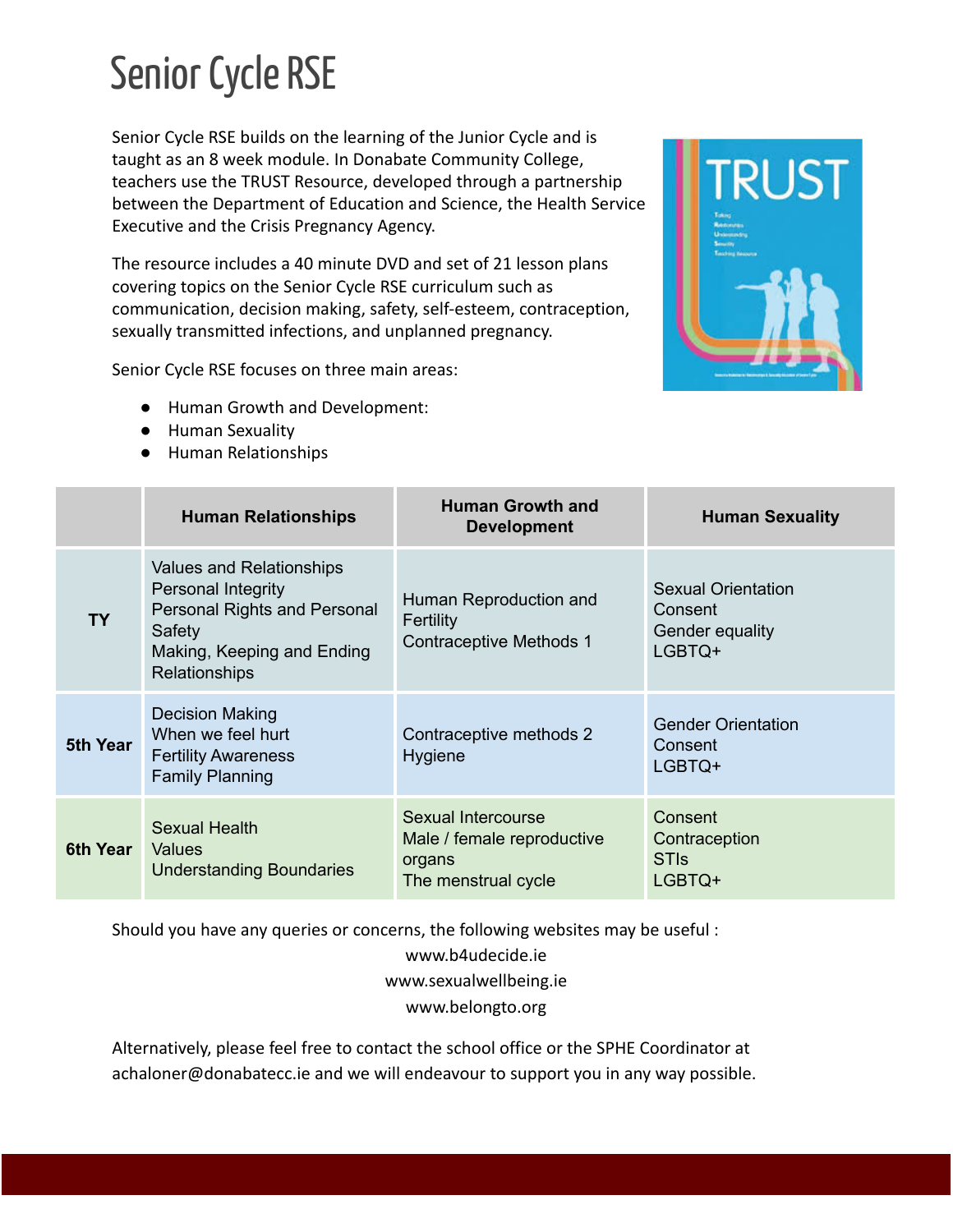# Senior Cycle RSE

Senior Cycle RSE builds on the learning of the Junior Cycle and is taught as an 8 week module. In Donabate Community College, teachers use the TRUST Resource, developed through a partnership between the Department of Education and Science, the Health Service Executive and the Crisis Pregnancy Agency.

The resource includes a 40 minute DVD and set of 21 lesson plans covering topics on the Senior Cycle RSE curriculum such as communication, decision making, safety, self-esteem, contraception, sexually transmitted infections, and unplanned pregnancy.

Senior Cycle RSE focuses on three main areas:

- Human Growth and Development:
- Human Sexuality
- Human Relationships

| | Human Relationships | Human Growth and Development | Human Sexuality |
|---|---|---|---|
| **TY** | Values and Relationships<br>Personal Integrity<br>Personal Rights and Personal Safety<br>Making, Keeping and Ending Relationships | Human Reproduction and Fertility<br>Contraceptive Methods 1 | Sexual Orientation<br>Consent<br>Gender equality<br>LGBTQ+ |
| **5th Year** | Decision Making<br>When we feel hurt<br>Fertility Awareness<br>Family Planning | Contraceptive methods 2<br>Hygiene | Gender Orientation<br>Consent<br>LGBTQ+ |
| **6th Year** | Sexual Health<br>Values<br>Understanding Boundaries | Sexual Intercourse<br>Male / female reproductive organs<br>The menstrual cycle | Consent<br>Contraception<br>STIs<br>LGBTQ+ |

Should you have any queries or concerns, the following websites may be useful :

www.b4udecide.ie

www.sexualwellbeing.ie

www.belongto.org

Alternatively, please feel free to contact the school office or the SPHE Coordinator at achaloner@donabatecc.ie and we will endeavour to support you in any way possible.